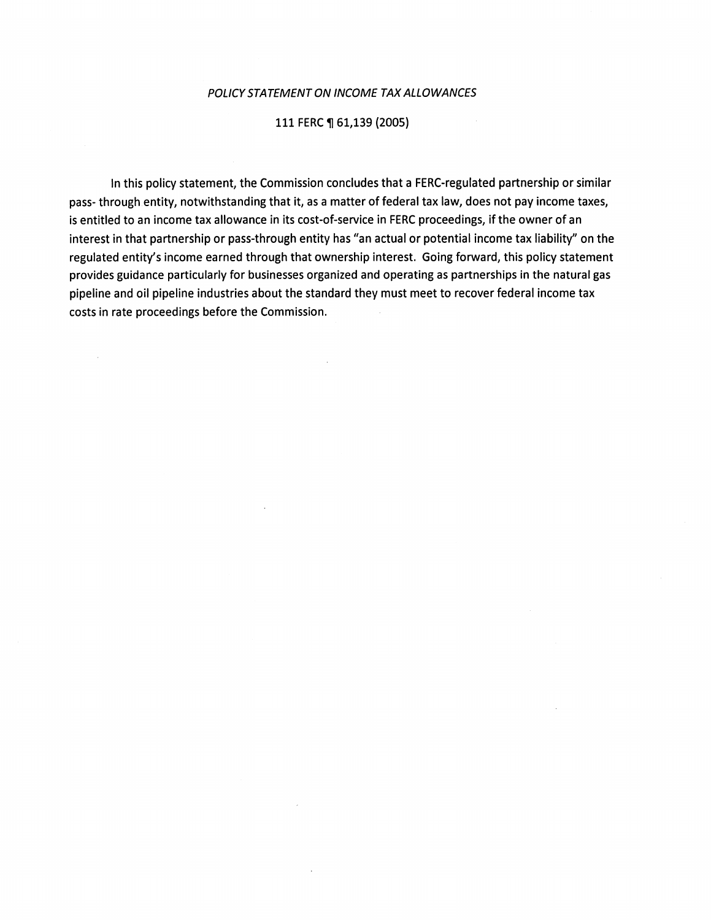*POLICY STATEMENT ON INCOME TAX ALLOWANCES*

111 FERC ¶ 61,139 (2005)

In this policy statement, the Commission concludes that a FERC-regulated partnership or similar pass- through entity, notwithstanding that it, as a matter of federal tax law, does not pay income taxes, is entitled to an income tax allowance in its cost-of-service in FERC proceedings, if the owner of an interest in that partnership or pass-through entity has "an actual or potential income tax liability" on the regulated entity's income earned through that ownership interest. Going forward, this policy statement provides guidance particularly for businesses organized and operating as partnerships in the natural gas pipeline and oil pipeline industries about the standard they must meet to recover federal income tax costs in rate proceedings before the Commission.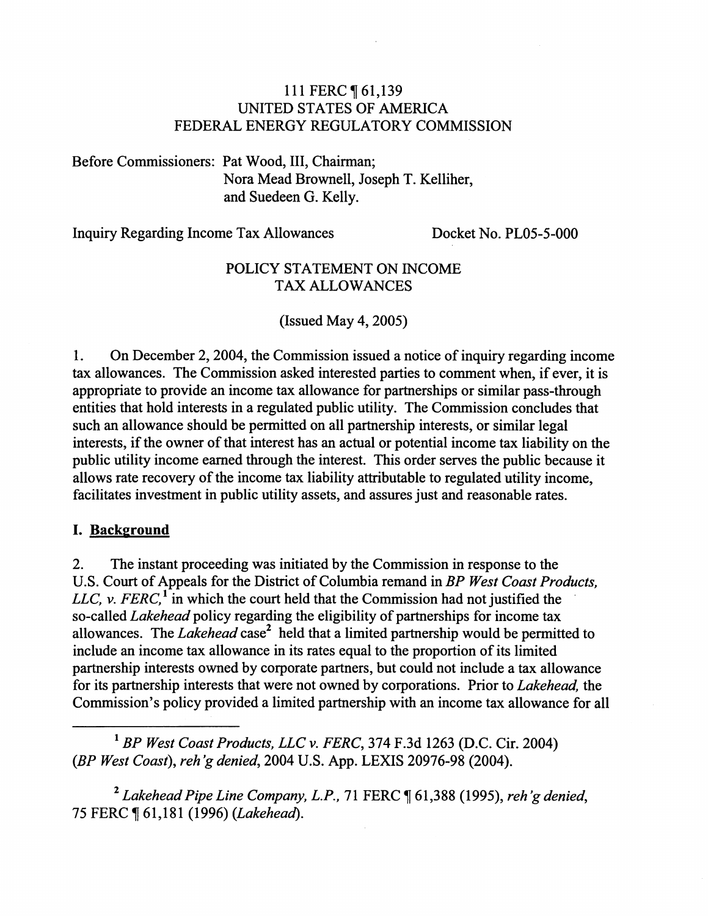111 FERC ¶ 61,139
UNITED STATES OF AMERICA
FEDERAL ENERGY REGULATORY COMMISSION

Before Commissioners: Pat Wood, III, Chairman;
Nora Mead Brownell, Joseph T. Kelliher,
and Suedeen G. Kelly.

Inquiry Regarding Income Tax Allowances — Docket No. PL05-5-000

POLICY STATEMENT ON INCOME
TAX ALLOWANCES

(Issued May 4, 2005)

1. On December 2, 2004, the Commission issued a notice of inquiry regarding income tax allowances. The Commission asked interested parties to comment when, if ever, it is appropriate to provide an income tax allowance for partnerships or similar pass-through entities that hold interests in a regulated public utility. The Commission concludes that such an allowance should be permitted on all partnership interests, or similar legal interests, if the owner of that interest has an actual or potential income tax liability on the public utility income earned through the interest. This order serves the public because it allows rate recovery of the income tax liability attributable to regulated utility income, facilitates investment in public utility assets, and assures just and reasonable rates.

## I. Background

2. The instant proceeding was initiated by the Commission in response to the U.S. Court of Appeals for the District of Columbia remand in *BP West Coast Products, LLC, v. FERC*,[1] in which the court held that the Commission had not justified the so-called *Lakehead* policy regarding the eligibility of partnerships for income tax allowances. The *Lakehead* case[2] held that a limited partnership would be permitted to include an income tax allowance in its rates equal to the proportion of its limited partnership interests owned by corporate partners, but could not include a tax allowance for its partnership interests that were not owned by corporations. Prior to *Lakehead*, the Commission's policy provided a limited partnership with an income tax allowance for all

---

[1] *BP West Coast Products, LLC v. FERC*, 374 F.3d 1263 (D.C. Cir. 2004) (*BP West Coast*), *reh'g denied*, 2004 U.S. App. LEXIS 20976-98 (2004).

[2] *Lakehead Pipe Line Company, L.P.*, 71 FERC ¶ 61,388 (1995), *reh'g denied*, 75 FERC ¶ 61,181 (1996) (*Lakehead*).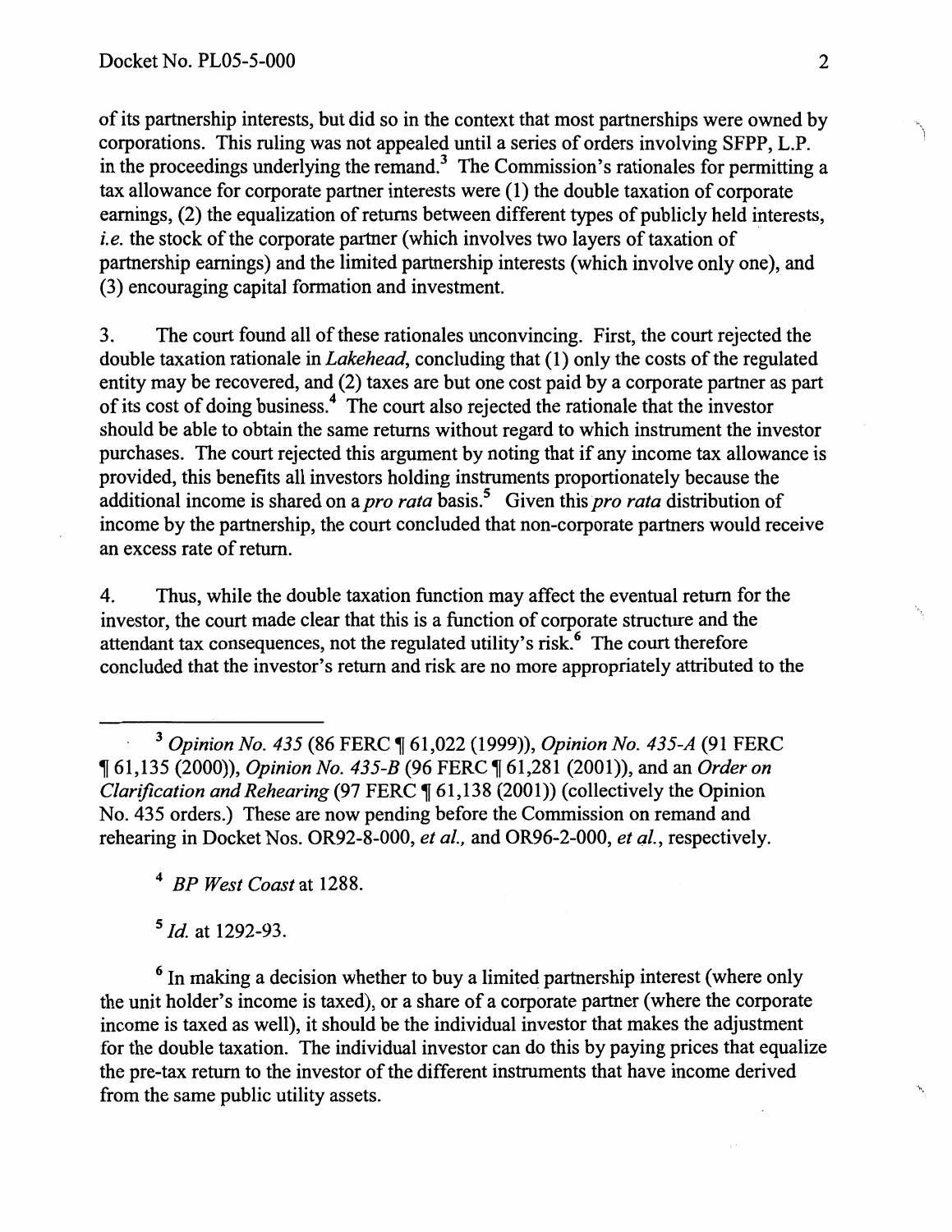of its partnership interests, but did so in the context that most partnerships were owned by corporations. This ruling was not appealed until a series of orders involving SFPP, L.P. in the proceedings underlying the remand.[3] The Commission's rationales for permitting a tax allowance for corporate partner interests were (1) the double taxation of corporate earnings, (2) the equalization of returns between different types of publicly held interests, *i.e.* the stock of the corporate partner (which involves two layers of taxation of partnership earnings) and the limited partnership interests (which involve only one), and (3) encouraging capital formation and investment.

3. The court found all of these rationales unconvincing. First, the court rejected the double taxation rationale in *Lakehead*, concluding that (1) only the costs of the regulated entity may be recovered, and (2) taxes are but one cost paid by a corporate partner as part of its cost of doing business.[4] The court also rejected the rationale that the investor should be able to obtain the same returns without regard to which instrument the investor purchases. The court rejected this argument by noting that if any income tax allowance is provided, this benefits all investors holding instruments proportionately because the additional income is shared on a *pro rata* basis.[5] Given this *pro rata* distribution of income by the partnership, the court concluded that non-corporate partners would receive an excess rate of return.

4. Thus, while the double taxation function may affect the eventual return for the investor, the court made clear that this is a function of corporate structure and the attendant tax consequences, not the regulated utility's risk.[6] The court therefore concluded that the investor's return and risk are no more appropriately attributed to the

---

[3] *Opinion No. 435* (86 FERC ¶ 61,022 (1999)), *Opinion No. 435-A* (91 FERC ¶ 61,135 (2000)), *Opinion No. 435-B* (96 FERC ¶ 61,281 (2001)), and an *Order on Clarification and Rehearing* (97 FERC ¶ 61,138 (2001)) (collectively the Opinion No. 435 orders.) These are now pending before the Commission on remand and rehearing in Docket Nos. OR92-8-000, *et al.,* and OR96-2-000, *et al.*, respectively.

[4] *BP West Coast* at 1288.

[5] *Id.* at 1292-93.

[6] In making a decision whether to buy a limited partnership interest (where only the unit holder's income is taxed), or a share of a corporate partner (where the corporate income is taxed as well), it should be the individual investor that makes the adjustment for the double taxation. The individual investor can do this by paying prices that equalize the pre-tax return to the investor of the different instruments that have income derived from the same public utility assets.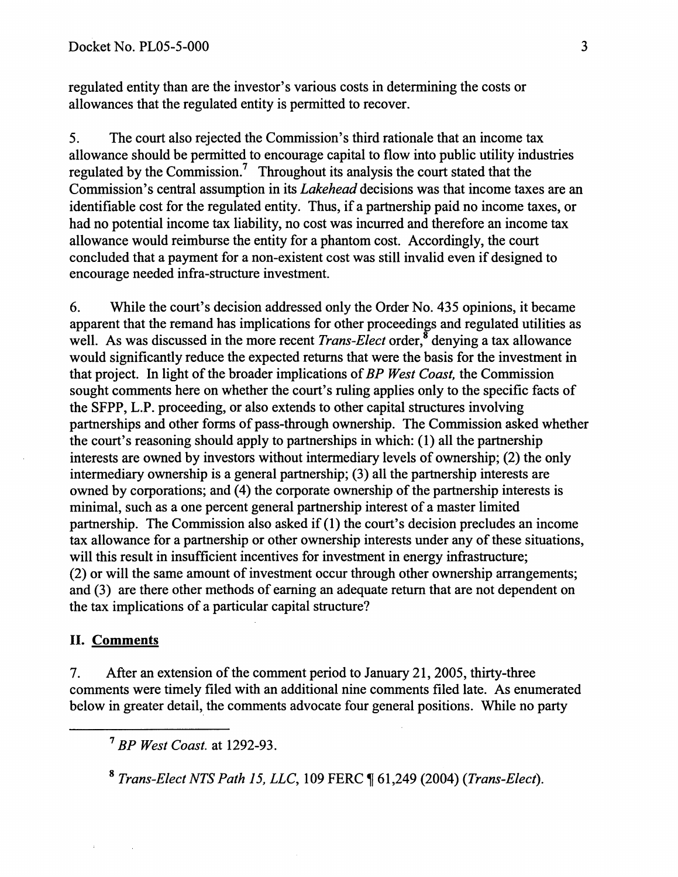regulated entity than are the investor's various costs in determining the costs or allowances that the regulated entity is permitted to recover.

5. The court also rejected the Commission's third rationale that an income tax allowance should be permitted to encourage capital to flow into public utility industries regulated by the Commission.[7] Throughout its analysis the court stated that the Commission's central assumption in its *Lakehead* decisions was that income taxes are an identifiable cost for the regulated entity. Thus, if a partnership paid no income taxes, or had no potential income tax liability, no cost was incurred and therefore an income tax allowance would reimburse the entity for a phantom cost. Accordingly, the court concluded that a payment for a non-existent cost was still invalid even if designed to encourage needed infra-structure investment.

6. While the court's decision addressed only the Order No. 435 opinions, it became apparent that the remand has implications for other proceedings and regulated utilities as well. As was discussed in the more recent *Trans-Elect* order,[8] denying a tax allowance would significantly reduce the expected returns that were the basis for the investment in that project. In light of the broader implications of *BP West Coast,* the Commission sought comments here on whether the court's ruling applies only to the specific facts of the SFPP, L.P. proceeding, or also extends to other capital structures involving partnerships and other forms of pass-through ownership. The Commission asked whether the court's reasoning should apply to partnerships in which: (1) all the partnership interests are owned by investors without intermediary levels of ownership; (2) the only intermediary ownership is a general partnership; (3) all the partnership interests are owned by corporations; and (4) the corporate ownership of the partnership interests is minimal, such as a one percent general partnership interest of a master limited partnership. The Commission also asked if (1) the court's decision precludes an income tax allowance for a partnership or other ownership interests under any of these situations, will this result in insufficient incentives for investment in energy infrastructure; (2) or will the same amount of investment occur through other ownership arrangements; and (3) are there other methods of earning an adequate return that are not dependent on the tax implications of a particular capital structure?

## II. Comments

7. After an extension of the comment period to January 21, 2005, thirty-three comments were timely filed with an additional nine comments filed late. As enumerated below in greater detail, the comments advocate four general positions. While no party

---

[7] *BP West Coast.* at 1292-93.

[8] *Trans-Elect NTS Path 15, LLC*, 109 FERC ¶ 61,249 (2004) (*Trans-Elect*).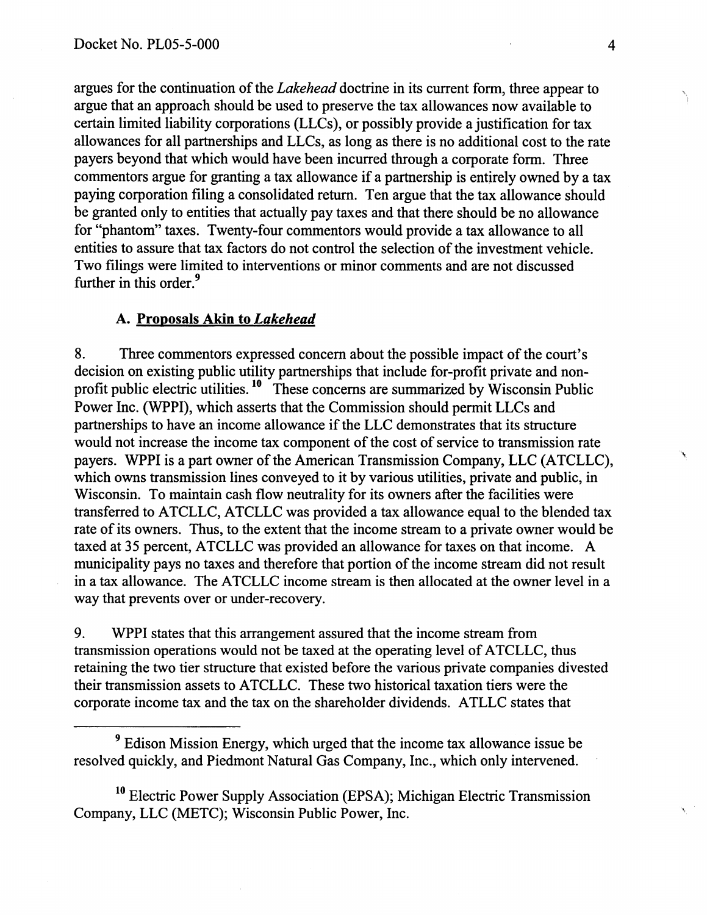argues for the continuation of the *Lakehead* doctrine in its current form, three appear to argue that an approach should be used to preserve the tax allowances now available to certain limited liability corporations (LLCs), or possibly provide a justification for tax allowances for all partnerships and LLCs, as long as there is no additional cost to the rate payers beyond that which would have been incurred through a corporate form. Three commentors argue for granting a tax allowance if a partnership is entirely owned by a tax paying corporation filing a consolidated return. Ten argue that the tax allowance should be granted only to entities that actually pay taxes and that there should be no allowance for "phantom" taxes. Twenty-four commentors would provide a tax allowance to all entities to assure that tax factors do not control the selection of the investment vehicle. Two filings were limited to interventions or minor comments and are not discussed further in this order.[9]

### A. Proposals Akin to *Lakehead*

8. Three commentors expressed concern about the possible impact of the court's decision on existing public utility partnerships that include for-profit private and non-profit public electric utilities.[10] These concerns are summarized by Wisconsin Public Power Inc. (WPPI), which asserts that the Commission should permit LLCs and partnerships to have an income allowance if the LLC demonstrates that its structure would not increase the income tax component of the cost of service to transmission rate payers. WPPI is a part owner of the American Transmission Company, LLC (ATCLLC), which owns transmission lines conveyed to it by various utilities, private and public, in Wisconsin. To maintain cash flow neutrality for its owners after the facilities were transferred to ATCLLC, ATCLLC was provided a tax allowance equal to the blended tax rate of its owners. Thus, to the extent that the income stream to a private owner would be taxed at 35 percent, ATCLLC was provided an allowance for taxes on that income. A municipality pays no taxes and therefore that portion of the income stream did not result in a tax allowance. The ATCLLC income stream is then allocated at the owner level in a way that prevents over or under-recovery.

9. WPPI states that this arrangement assured that the income stream from transmission operations would not be taxed at the operating level of ATCLLC, thus retaining the two tier structure that existed before the various private companies divested their transmission assets to ATCLLC. These two historical taxation tiers were the corporate income tax and the tax on the shareholder dividends. ATLLC states that

[9] Edison Mission Energy, which urged that the income tax allowance issue be resolved quickly, and Piedmont Natural Gas Company, Inc., which only intervened.

[10] Electric Power Supply Association (EPSA); Michigan Electric Transmission Company, LLC (METC); Wisconsin Public Power, Inc.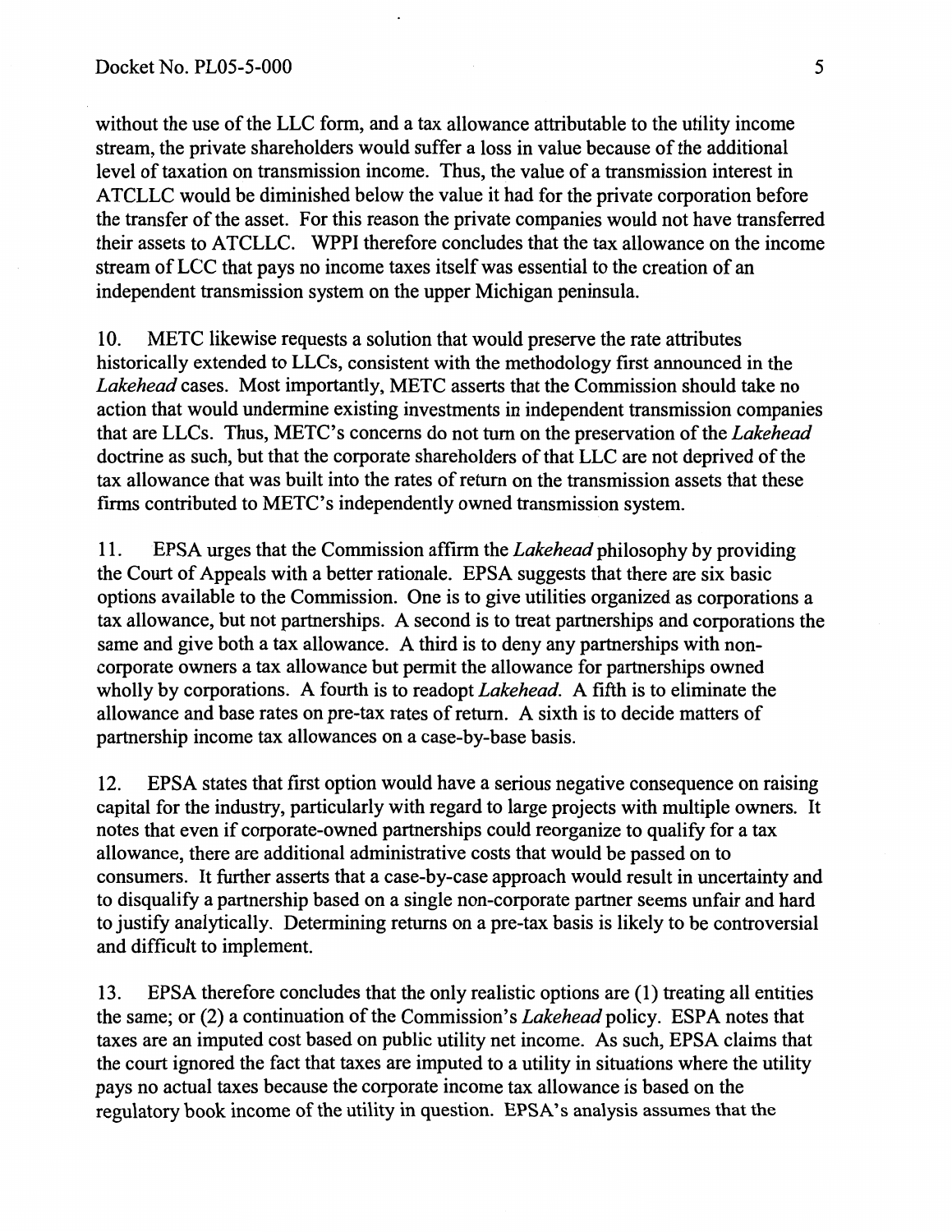without the use of the LLC form, and a tax allowance attributable to the utility income stream, the private shareholders would suffer a loss in value because of the additional level of taxation on transmission income. Thus, the value of a transmission interest in ATCLLC would be diminished below the value it had for the private corporation before the transfer of the asset. For this reason the private companies would not have transferred their assets to ATCLLC. WPPI therefore concludes that the tax allowance on the income stream of LCC that pays no income taxes itself was essential to the creation of an independent transmission system on the upper Michigan peninsula.

10. METC likewise requests a solution that would preserve the rate attributes historically extended to LLCs, consistent with the methodology first announced in the *Lakehead* cases. Most importantly, METC asserts that the Commission should take no action that would undermine existing investments in independent transmission companies that are LLCs. Thus, METC's concerns do not turn on the preservation of the *Lakehead* doctrine as such, but that the corporate shareholders of that LLC are not deprived of the tax allowance that was built into the rates of return on the transmission assets that these firms contributed to METC's independently owned transmission system.

11. EPSA urges that the Commission affirm the *Lakehead* philosophy by providing the Court of Appeals with a better rationale. EPSA suggests that there are six basic options available to the Commission. One is to give utilities organized as corporations a tax allowance, but not partnerships. A second is to treat partnerships and corporations the same and give both a tax allowance. A third is to deny any partnerships with non-corporate owners a tax allowance but permit the allowance for partnerships owned wholly by corporations. A fourth is to readopt *Lakehead*. A fifth is to eliminate the allowance and base rates on pre-tax rates of return. A sixth is to decide matters of partnership income tax allowances on a case-by-base basis.

12. EPSA states that first option would have a serious negative consequence on raising capital for the industry, particularly with regard to large projects with multiple owners. It notes that even if corporate-owned partnerships could reorganize to qualify for a tax allowance, there are additional administrative costs that would be passed on to consumers. It further asserts that a case-by-case approach would result in uncertainty and to disqualify a partnership based on a single non-corporate partner seems unfair and hard to justify analytically. Determining returns on a pre-tax basis is likely to be controversial and difficult to implement.

13. EPSA therefore concludes that the only realistic options are (1) treating all entities the same; or (2) a continuation of the Commission's *Lakehead* policy. ESPA notes that taxes are an imputed cost based on public utility net income. As such, EPSA claims that the court ignored the fact that taxes are imputed to a utility in situations where the utility pays no actual taxes because the corporate income tax allowance is based on the regulatory book income of the utility in question. EPSA's analysis assumes that the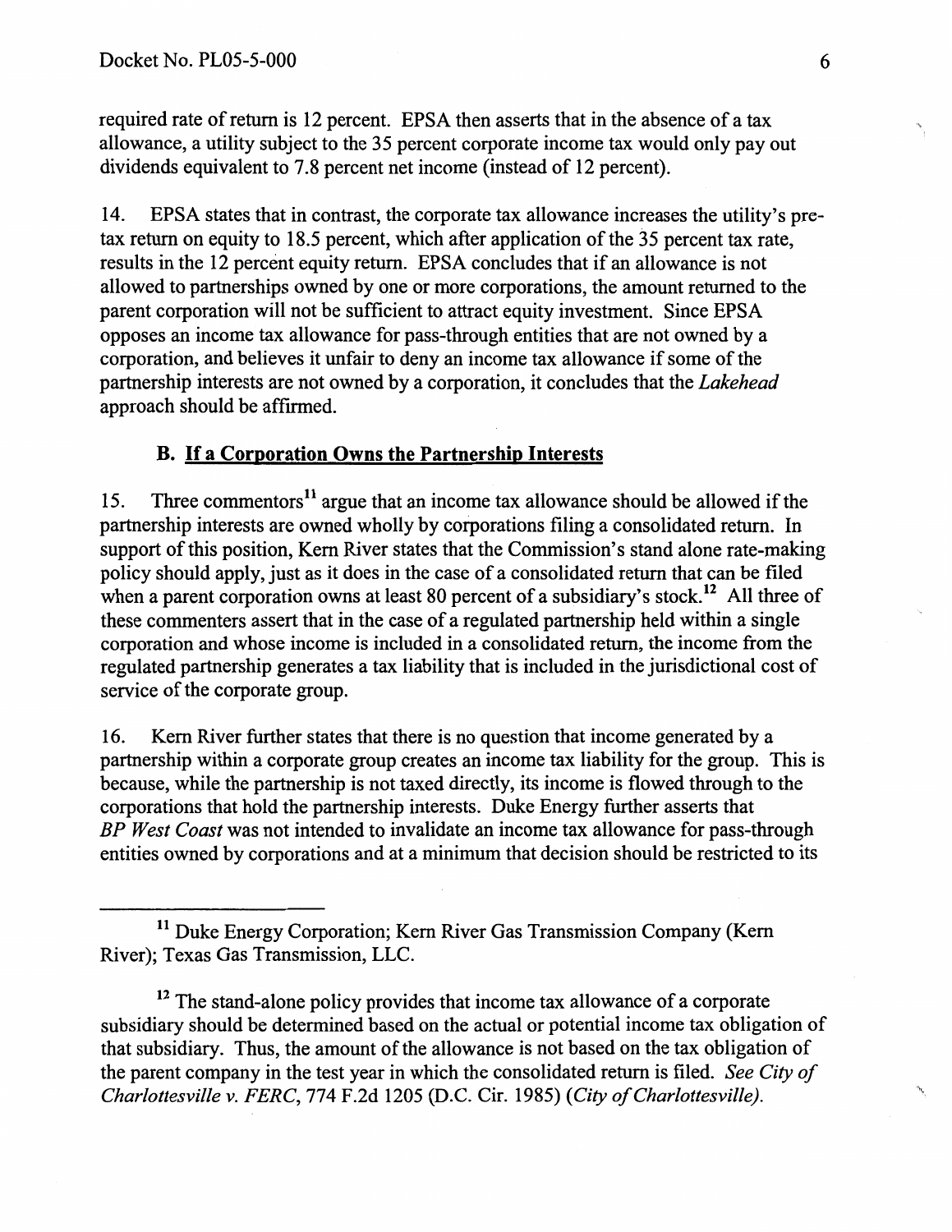required rate of return is 12 percent. EPSA then asserts that in the absence of a tax allowance, a utility subject to the 35 percent corporate income tax would only pay out dividends equivalent to 7.8 percent net income (instead of 12 percent).

14. EPSA states that in contrast, the corporate tax allowance increases the utility's pre-tax return on equity to 18.5 percent, which after application of the 35 percent tax rate, results in the 12 percent equity return. EPSA concludes that if an allowance is not allowed to partnerships owned by one or more corporations, the amount returned to the parent corporation will not be sufficient to attract equity investment. Since EPSA opposes an income tax allowance for pass-through entities that are not owned by a corporation, and believes it unfair to deny an income tax allowance if some of the partnership interests are not owned by a corporation, it concludes that the *Lakehead* approach should be affirmed.

### B. If a Corporation Owns the Partnership Interests

15. Three commentors[11] argue that an income tax allowance should be allowed if the partnership interests are owned wholly by corporations filing a consolidated return. In support of this position, Kern River states that the Commission's stand alone rate-making policy should apply, just as it does in the case of a consolidated return that can be filed when a parent corporation owns at least 80 percent of a subsidiary's stock.[12] All three of these commenters assert that in the case of a regulated partnership held within a single corporation and whose income is included in a consolidated return, the income from the regulated partnership generates a tax liability that is included in the jurisdictional cost of service of the corporate group.

16. Kern River further states that there is no question that income generated by a partnership within a corporate group creates an income tax liability for the group. This is because, while the partnership is not taxed directly, its income is flowed through to the corporations that hold the partnership interests. Duke Energy further asserts that *BP West Coast* was not intended to invalidate an income tax allowance for pass-through entities owned by corporations and at a minimum that decision should be restricted to its

---

[11] Duke Energy Corporation; Kern River Gas Transmission Company (Kern River); Texas Gas Transmission, LLC.

[12] The stand-alone policy provides that income tax allowance of a corporate subsidiary should be determined based on the actual or potential income tax obligation of that subsidiary. Thus, the amount of the allowance is not based on the tax obligation of the parent company in the test year in which the consolidated return is filed. *See City of Charlottesville v. FERC*, 774 F.2d 1205 (D.C. Cir. 1985) (*City of Charlottesville).*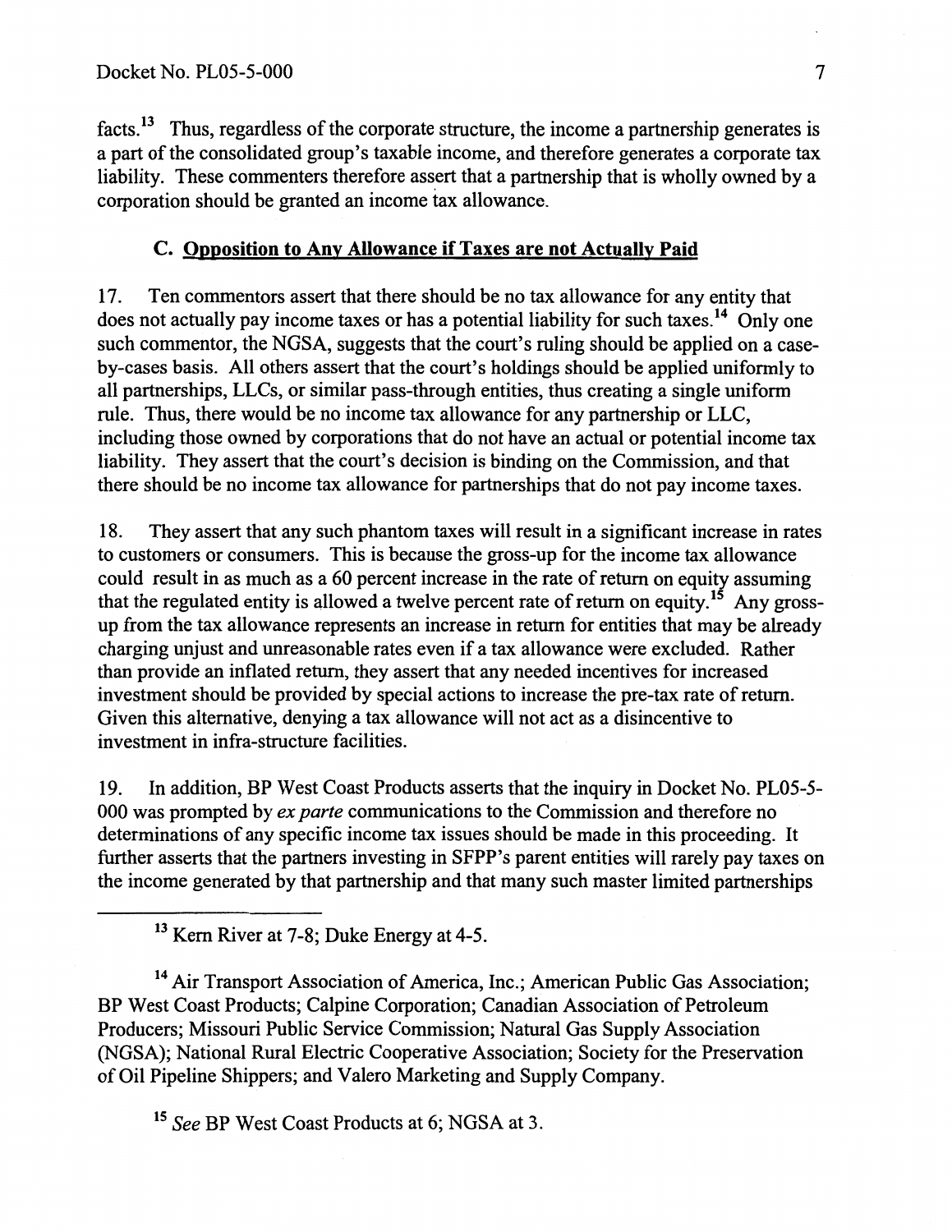facts.[13] Thus, regardless of the corporate structure, the income a partnership generates is a part of the consolidated group's taxable income, and therefore generates a corporate tax liability. These commenters therefore assert that a partnership that is wholly owned by a corporation should be granted an income tax allowance.

### C. Opposition to Any Allowance if Taxes are not Actually Paid

17. Ten commentors assert that there should be no tax allowance for any entity that does not actually pay income taxes or has a potential liability for such taxes.[14] Only one such commentor, the NGSA, suggests that the court's ruling should be applied on a case-by-cases basis. All others assert that the court's holdings should be applied uniformly to all partnerships, LLCs, or similar pass-through entities, thus creating a single uniform rule. Thus, there would be no income tax allowance for any partnership or LLC, including those owned by corporations that do not have an actual or potential income tax liability. They assert that the court's decision is binding on the Commission, and that there should be no income tax allowance for partnerships that do not pay income taxes.

18. They assert that any such phantom taxes will result in a significant increase in rates to customers or consumers. This is because the gross-up for the income tax allowance could result in as much as a 60 percent increase in the rate of return on equity assuming that the regulated entity is allowed a twelve percent rate of return on equity.[15] Any gross-up from the tax allowance represents an increase in return for entities that may be already charging unjust and unreasonable rates even if a tax allowance were excluded. Rather than provide an inflated return, they assert that any needed incentives for increased investment should be provided by special actions to increase the pre-tax rate of return. Given this alternative, denying a tax allowance will not act as a disincentive to investment in infra-structure facilities.

19. In addition, BP West Coast Products asserts that the inquiry in Docket No. PL05-5-000 was prompted by *ex parte* communications to the Commission and therefore no determinations of any specific income tax issues should be made in this proceeding. It further asserts that the partners investing in SFPP's parent entities will rarely pay taxes on the income generated by that partnership and that many such master limited partnerships

---

[13] Kern River at 7-8; Duke Energy at 4-5.

[14] Air Transport Association of America, Inc.; American Public Gas Association; BP West Coast Products; Calpine Corporation; Canadian Association of Petroleum Producers; Missouri Public Service Commission; Natural Gas Supply Association (NGSA); National Rural Electric Cooperative Association; Society for the Preservation of Oil Pipeline Shippers; and Valero Marketing and Supply Company.

[15] *See* BP West Coast Products at 6; NGSA at 3.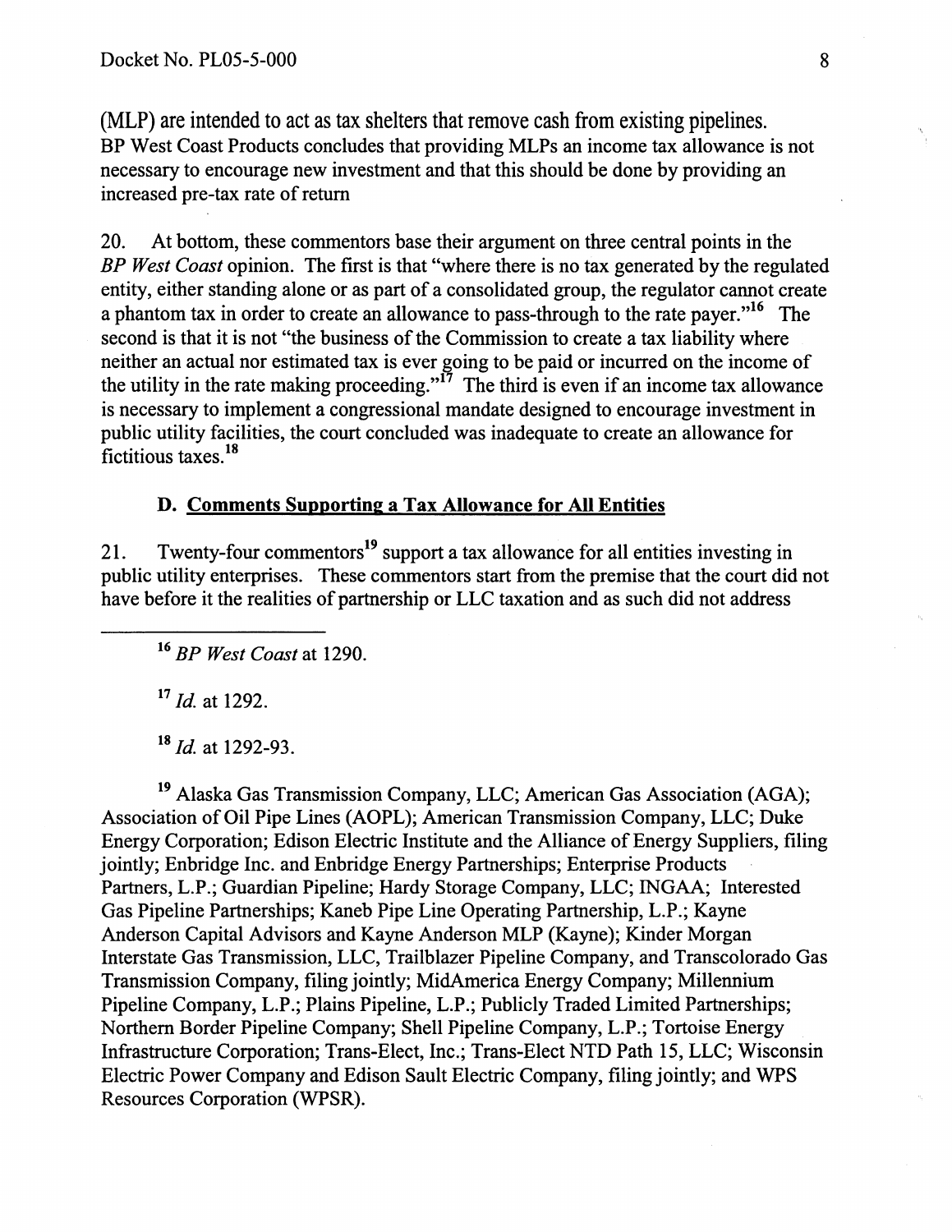(MLP) are intended to act as tax shelters that remove cash from existing pipelines. BP West Coast Products concludes that providing MLPs an income tax allowance is not necessary to encourage new investment and that this should be done by providing an increased pre-tax rate of return

20. At bottom, these commentors base their argument on three central points in the *BP West Coast* opinion. The first is that "where there is no tax generated by the regulated entity, either standing alone or as part of a consolidated group, the regulator cannot create a phantom tax in order to create an allowance to pass-through to the rate payer."[16] The second is that it is not "the business of the Commission to create a tax liability where neither an actual nor estimated tax is ever going to be paid or incurred on the income of the utility in the rate making proceeding."[17] The third is even if an income tax allowance is necessary to implement a congressional mandate designed to encourage investment in public utility facilities, the court concluded was inadequate to create an allowance for fictitious taxes.[18]

### D. Comments Supporting a Tax Allowance for All Entities

21. Twenty-four commentors[19] support a tax allowance for all entities investing in public utility enterprises. These commentors start from the premise that the court did not have before it the realities of partnership or LLC taxation and as such did not address

[16] *BP West Coast* at 1290.

[17] *Id.* at 1292.

[18] *Id.* at 1292-93.

[19] Alaska Gas Transmission Company, LLC; American Gas Association (AGA); Association of Oil Pipe Lines (AOPL); American Transmission Company, LLC; Duke Energy Corporation; Edison Electric Institute and the Alliance of Energy Suppliers, filing jointly; Enbridge Inc. and Enbridge Energy Partnerships; Enterprise Products Partners, L.P.; Guardian Pipeline; Hardy Storage Company, LLC; INGAA; Interested Gas Pipeline Partnerships; Kaneb Pipe Line Operating Partnership, L.P.; Kayne Anderson Capital Advisors and Kayne Anderson MLP (Kayne); Kinder Morgan Interstate Gas Transmission, LLC, Trailblazer Pipeline Company, and Transcolorado Gas Transmission Company, filing jointly; MidAmerica Energy Company; Millennium Pipeline Company, L.P.; Plains Pipeline, L.P.; Publicly Traded Limited Partnerships; Northern Border Pipeline Company; Shell Pipeline Company, L.P.; Tortoise Energy Infrastructure Corporation; Trans-Elect, Inc.; Trans-Elect NTD Path 15, LLC; Wisconsin Electric Power Company and Edison Sault Electric Company, filing jointly; and WPS Resources Corporation (WPSR).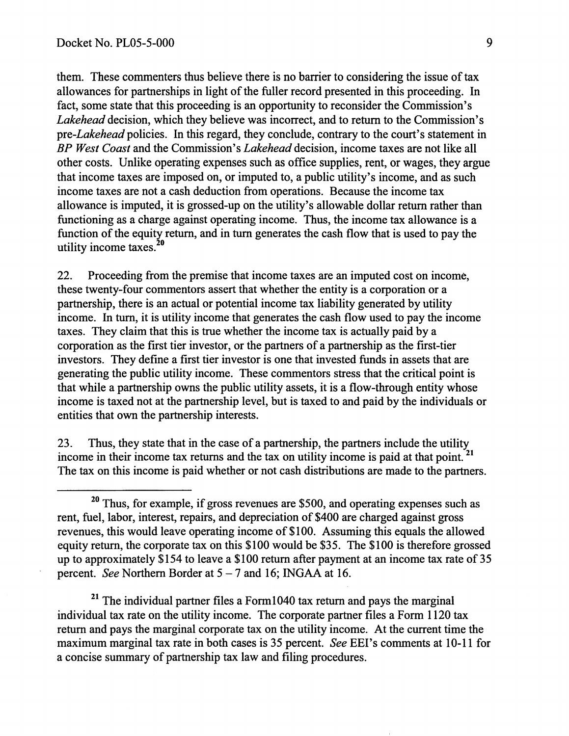them. These commenters thus believe there is no barrier to considering the issue of tax allowances for partnerships in light of the fuller record presented in this proceeding. In fact, some state that this proceeding is an opportunity to reconsider the Commission's *Lakehead* decision, which they believe was incorrect, and to return to the Commission's pre-*Lakehead* policies. In this regard, they conclude, contrary to the court's statement in *BP West Coast* and the Commission's *Lakehead* decision, income taxes are not like all other costs. Unlike operating expenses such as office supplies, rent, or wages, they argue that income taxes are imposed on, or imputed to, a public utility's income, and as such income taxes are not a cash deduction from operations. Because the income tax allowance is imputed, it is grossed-up on the utility's allowable dollar return rather than functioning as a charge against operating income. Thus, the income tax allowance is a function of the equity return, and in turn generates the cash flow that is used to pay the utility income taxes.[20]

22. Proceeding from the premise that income taxes are an imputed cost on income, these twenty-four commentors assert that whether the entity is a corporation or a partnership, there is an actual or potential income tax liability generated by utility income. In turn, it is utility income that generates the cash flow used to pay the income taxes. They claim that this is true whether the income tax is actually paid by a corporation as the first tier investor, or the partners of a partnership as the first-tier investors. They define a first tier investor is one that invested funds in assets that are generating the public utility income. These commentors stress that the critical point is that while a partnership owns the public utility assets, it is a flow-through entity whose income is taxed not at the partnership level, but is taxed to and paid by the individuals or entities that own the partnership interests.

23. Thus, they state that in the case of a partnership, the partners include the utility income in their income tax returns and the tax on utility income is paid at that point.[21] The tax on this income is paid whether or not cash distributions are made to the partners.

---

[20] Thus, for example, if gross revenues are $500, and operating expenses such as rent, fuel, labor, interest, repairs, and depreciation of $400 are charged against gross revenues, this would leave operating income of $100. Assuming this equals the allowed equity return, the corporate tax on this $100 would be $35. The $100 is therefore grossed up to approximately $154 to leave a $100 return after payment at an income tax rate of 35 percent. *See* Northern Border at 5 – 7 and 16; INGAA at 16.

[21] The individual partner files a Form1040 tax return and pays the marginal individual tax rate on the utility income. The corporate partner files a Form 1120 tax return and pays the marginal corporate tax on the utility income. At the current time the maximum marginal tax rate in both cases is 35 percent. *See* EEI's comments at 10-11 for a concise summary of partnership tax law and filing procedures.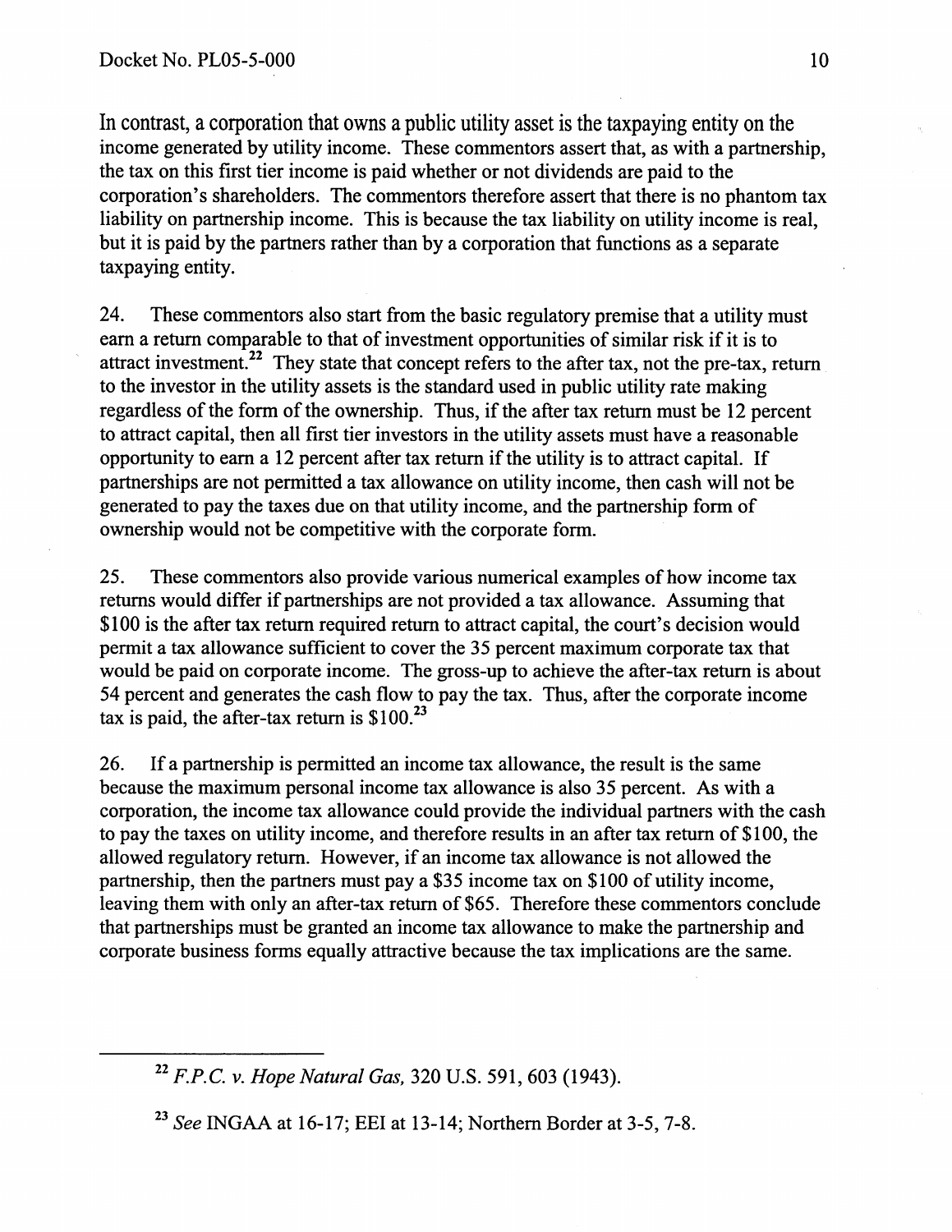In contrast, a corporation that owns a public utility asset is the taxpaying entity on the income generated by utility income. These commentors assert that, as with a partnership, the tax on this first tier income is paid whether or not dividends are paid to the corporation's shareholders. The commentors therefore assert that there is no phantom tax liability on partnership income. This is because the tax liability on utility income is real, but it is paid by the partners rather than by a corporation that functions as a separate taxpaying entity.

24. These commentors also start from the basic regulatory premise that a utility must earn a return comparable to that of investment opportunities of similar risk if it is to attract investment.[22] They state that concept refers to the after tax, not the pre-tax, return to the investor in the utility assets is the standard used in public utility rate making regardless of the form of the ownership. Thus, if the after tax return must be 12 percent to attract capital, then all first tier investors in the utility assets must have a reasonable opportunity to earn a 12 percent after tax return if the utility is to attract capital. If partnerships are not permitted a tax allowance on utility income, then cash will not be generated to pay the taxes due on that utility income, and the partnership form of ownership would not be competitive with the corporate form.

25. These commentors also provide various numerical examples of how income tax returns would differ if partnerships are not provided a tax allowance. Assuming that \$100 is the after tax return required return to attract capital, the court's decision would permit a tax allowance sufficient to cover the 35 percent maximum corporate tax that would be paid on corporate income. The gross-up to achieve the after-tax return is about 54 percent and generates the cash flow to pay the tax. Thus, after the corporate income tax is paid, the after-tax return is \$100.[23]

26. If a partnership is permitted an income tax allowance, the result is the same because the maximum personal income tax allowance is also 35 percent. As with a corporation, the income tax allowance could provide the individual partners with the cash to pay the taxes on utility income, and therefore results in an after tax return of \$100, the allowed regulatory return. However, if an income tax allowance is not allowed the partnership, then the partners must pay a \$35 income tax on \$100 of utility income, leaving them with only an after-tax return of \$65. Therefore these commentors conclude that partnerships must be granted an income tax allowance to make the partnership and corporate business forms equally attractive because the tax implications are the same.

---

[22] *F.P.C. v. Hope Natural Gas,* 320 U.S. 591, 603 (1943).

[23] *See* INGAA at 16-17; EEI at 13-14; Northern Border at 3-5, 7-8.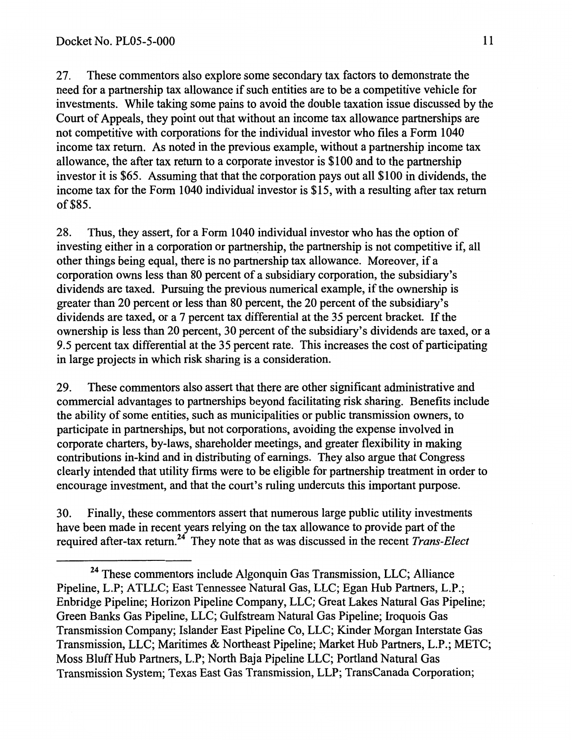27. These commentors also explore some secondary tax factors to demonstrate the need for a partnership tax allowance if such entities are to be a competitive vehicle for investments. While taking some pains to avoid the double taxation issue discussed by the Court of Appeals, they point out that without an income tax allowance partnerships are not competitive with corporations for the individual investor who files a Form 1040 income tax return. As noted in the previous example, without a partnership income tax allowance, the after tax return to a corporate investor is $100 and to the partnership investor it is $65. Assuming that that the corporation pays out all $100 in dividends, the income tax for the Form 1040 individual investor is $15, with a resulting after tax return of $85.

28. Thus, they assert, for a Form 1040 individual investor who has the option of investing either in a corporation or partnership, the partnership is not competitive if, all other things being equal, there is no partnership tax allowance. Moreover, if a corporation owns less than 80 percent of a subsidiary corporation, the subsidiary's dividends are taxed. Pursuing the previous numerical example, if the ownership is greater than 20 percent or less than 80 percent, the 20 percent of the subsidiary's dividends are taxed, or a 7 percent tax differential at the 35 percent bracket. If the ownership is less than 20 percent, 30 percent of the subsidiary's dividends are taxed, or a 9.5 percent tax differential at the 35 percent rate. This increases the cost of participating in large projects in which risk sharing is a consideration.

29. These commentors also assert that there are other significant administrative and commercial advantages to partnerships beyond facilitating risk sharing. Benefits include the ability of some entities, such as municipalities or public transmission owners, to participate in partnerships, but not corporations, avoiding the expense involved in corporate charters, by-laws, shareholder meetings, and greater flexibility in making contributions in-kind and in distributing of earnings. They also argue that Congress clearly intended that utility firms were to be eligible for partnership treatment in order to encourage investment, and that the court's ruling undercuts this important purpose.

30. Finally, these commentors assert that numerous large public utility investments have been made in recent years relying on the tax allowance to provide part of the required after-tax return.[24] They note that as was discussed in the recent *Trans-Elect*

[24] These commentors include Algonquin Gas Transmission, LLC; Alliance Pipeline, L.P; ATLLC; East Tennessee Natural Gas, LLC; Egan Hub Partners, L.P.; Enbridge Pipeline; Horizon Pipeline Company, LLC; Great Lakes Natural Gas Pipeline; Green Banks Gas Pipeline, LLC; Gulfstream Natural Gas Pipeline; Iroquois Gas Transmission Company; Islander East Pipeline Co, LLC; Kinder Morgan Interstate Gas Transmission, LLC; Maritimes & Northeast Pipeline; Market Hub Partners, L.P.; METC; Moss Bluff Hub Partners, L.P; North Baja Pipeline LLC; Portland Natural Gas Transmission System; Texas East Gas Transmission, LLP; TransCanada Corporation;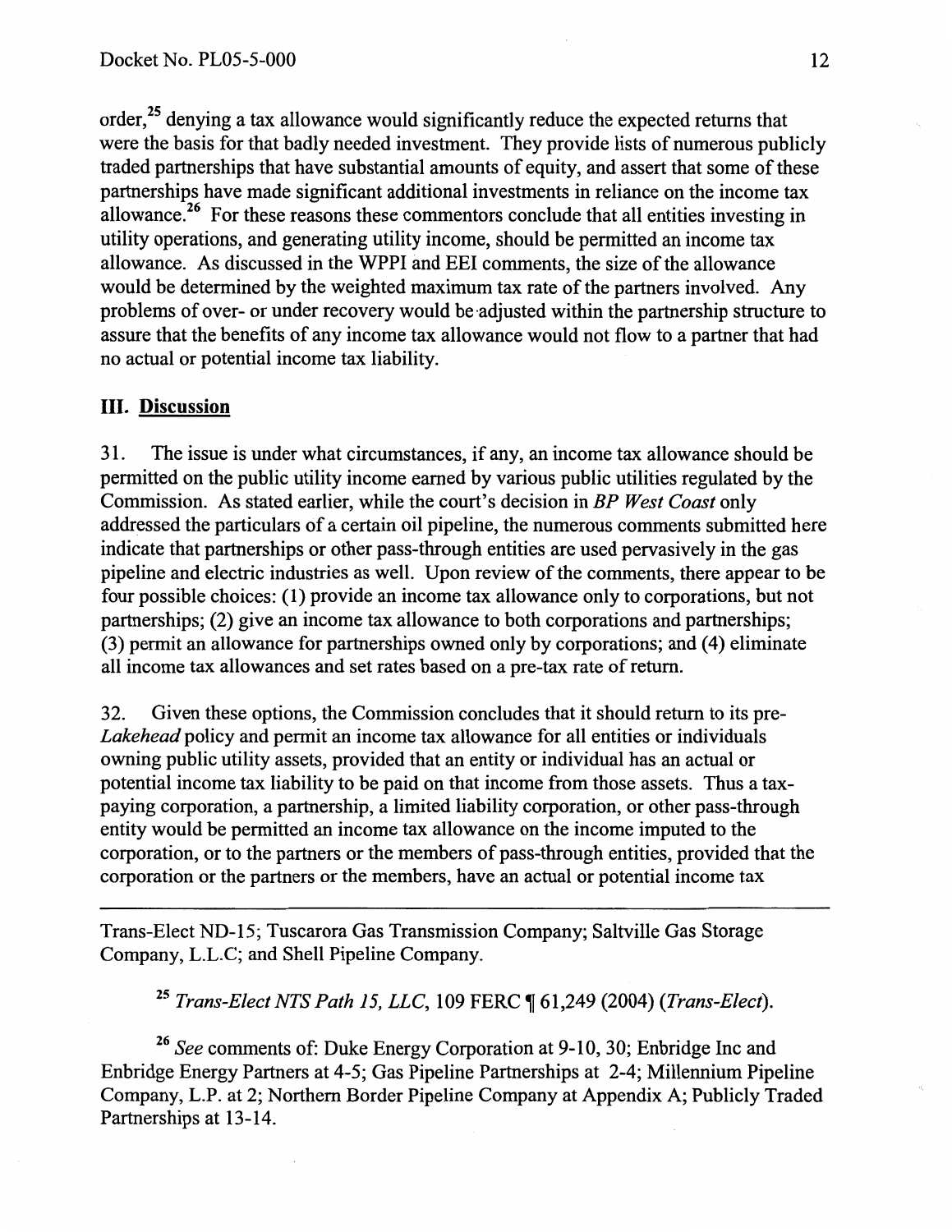order,[25] denying a tax allowance would significantly reduce the expected returns that were the basis for that badly needed investment. They provide lists of numerous publicly traded partnerships that have substantial amounts of equity, and assert that some of these partnerships have made significant additional investments in reliance on the income tax allowance.[26] For these reasons these commentors conclude that all entities investing in utility operations, and generating utility income, should be permitted an income tax allowance. As discussed in the WPPI and EEI comments, the size of the allowance would be determined by the weighted maximum tax rate of the partners involved. Any problems of over- or under recovery would be adjusted within the partnership structure to assure that the benefits of any income tax allowance would not flow to a partner that had no actual or potential income tax liability.

## III. Discussion

31. The issue is under what circumstances, if any, an income tax allowance should be permitted on the public utility income earned by various public utilities regulated by the Commission. As stated earlier, while the court's decision in *BP West Coast* only addressed the particulars of a certain oil pipeline, the numerous comments submitted here indicate that partnerships or other pass-through entities are used pervasively in the gas pipeline and electric industries as well. Upon review of the comments, there appear to be four possible choices: (1) provide an income tax allowance only to corporations, but not partnerships; (2) give an income tax allowance to both corporations and partnerships; (3) permit an allowance for partnerships owned only by corporations; and (4) eliminate all income tax allowances and set rates based on a pre-tax rate of return.

32. Given these options, the Commission concludes that it should return to its pre-*Lakehead* policy and permit an income tax allowance for all entities or individuals owning public utility assets, provided that an entity or individual has an actual or potential income tax liability to be paid on that income from those assets. Thus a tax-paying corporation, a partnership, a limited liability corporation, or other pass-through entity would be permitted an income tax allowance on the income imputed to the corporation, or to the partners or the members of pass-through entities, provided that the corporation or the partners or the members, have an actual or potential income tax

---

Trans-Elect ND-15; Tuscarora Gas Transmission Company; Saltville Gas Storage Company, L.L.C; and Shell Pipeline Company.

[25] *Trans-Elect NTS Path 15, LLC*, 109 FERC ¶ 61,249 (2004) (*Trans-Elect*).

[26] *See* comments of: Duke Energy Corporation at 9-10, 30; Enbridge Inc and Enbridge Energy Partners at 4-5; Gas Pipeline Partnerships at 2-4; Millennium Pipeline Company, L.P. at 2; Northern Border Pipeline Company at Appendix A; Publicly Traded Partnerships at 13-14.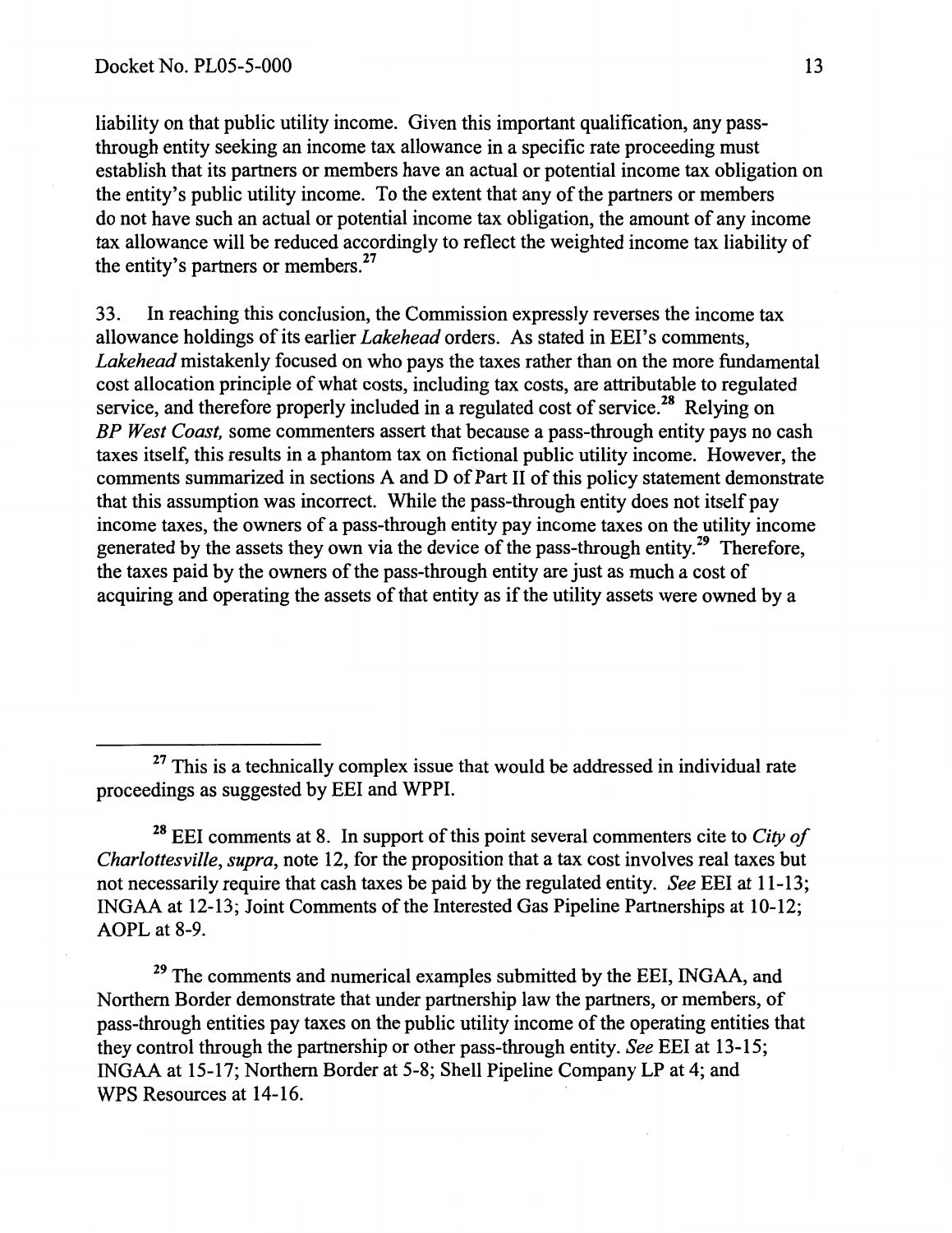liability on that public utility income. Given this important qualification, any pass-through entity seeking an income tax allowance in a specific rate proceeding must establish that its partners or members have an actual or potential income tax obligation on the entity's public utility income. To the extent that any of the partners or members do not have such an actual or potential income tax obligation, the amount of any income tax allowance will be reduced accordingly to reflect the weighted income tax liability of the entity's partners or members.[27]

33. In reaching this conclusion, the Commission expressly reverses the income tax allowance holdings of its earlier *Lakehead* orders. As stated in EEI's comments, *Lakehead* mistakenly focused on who pays the taxes rather than on the more fundamental cost allocation principle of what costs, including tax costs, are attributable to regulated service, and therefore properly included in a regulated cost of service.[28] Relying on *BP West Coast,* some commenters assert that because a pass-through entity pays no cash taxes itself, this results in a phantom tax on fictional public utility income. However, the comments summarized in sections A and D of Part II of this policy statement demonstrate that this assumption was incorrect. While the pass-through entity does not itself pay income taxes, the owners of a pass-through entity pay income taxes on the utility income generated by the assets they own via the device of the pass-through entity.[29] Therefore, the taxes paid by the owners of the pass-through entity are just as much a cost of acquiring and operating the assets of that entity as if the utility assets were owned by a

---

[27] This is a technically complex issue that would be addressed in individual rate proceedings as suggested by EEI and WPPI.

[28] EEI comments at 8. In support of this point several commenters cite to *City of Charlottesville*, *supra*, note 12, for the proposition that a tax cost involves real taxes but not necessarily require that cash taxes be paid by the regulated entity. *See* EEI at 11-13; INGAA at 12-13; Joint Comments of the Interested Gas Pipeline Partnerships at 10-12; AOPL at 8-9.

[29] The comments and numerical examples submitted by the EEI, INGAA, and Northern Border demonstrate that under partnership law the partners, or members, of pass-through entities pay taxes on the public utility income of the operating entities that they control through the partnership or other pass-through entity. *See* EEI at 13-15; INGAA at 15-17; Northern Border at 5-8; Shell Pipeline Company LP at 4; and WPS Resources at 14-16.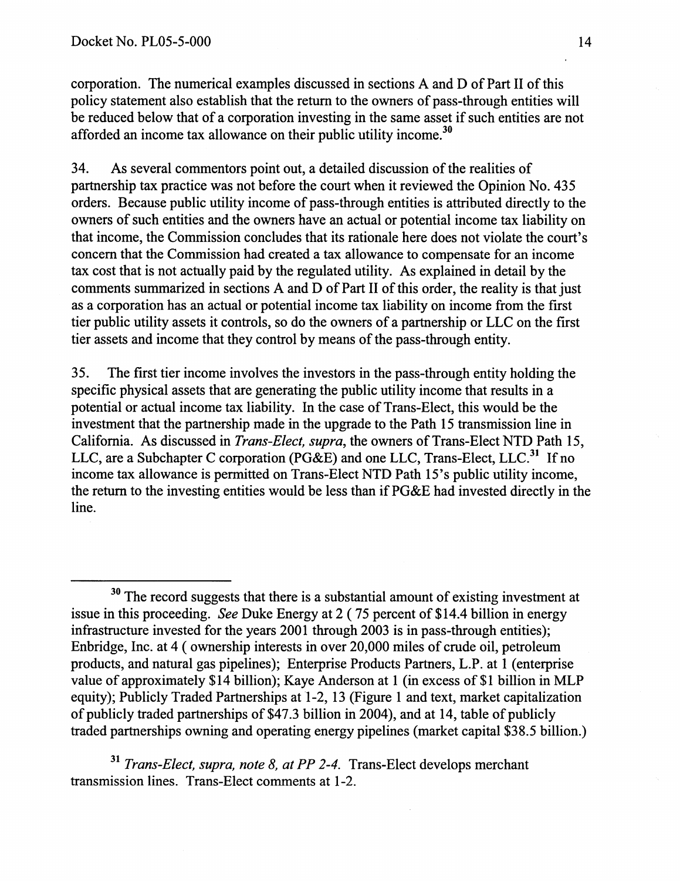corporation. The numerical examples discussed in sections A and D of Part II of this policy statement also establish that the return to the owners of pass-through entities will be reduced below that of a corporation investing in the same asset if such entities are not afforded an income tax allowance on their public utility income.[30]

34. As several commentors point out, a detailed discussion of the realities of partnership tax practice was not before the court when it reviewed the Opinion No. 435 orders. Because public utility income of pass-through entities is attributed directly to the owners of such entities and the owners have an actual or potential income tax liability on that income, the Commission concludes that its rationale here does not violate the court's concern that the Commission had created a tax allowance to compensate for an income tax cost that is not actually paid by the regulated utility. As explained in detail by the comments summarized in sections A and D of Part II of this order, the reality is that just as a corporation has an actual or potential income tax liability on income from the first tier public utility assets it controls, so do the owners of a partnership or LLC on the first tier assets and income that they control by means of the pass-through entity.

35. The first tier income involves the investors in the pass-through entity holding the specific physical assets that are generating the public utility income that results in a potential or actual income tax liability. In the case of Trans-Elect, this would be the investment that the partnership made in the upgrade to the Path 15 transmission line in California. As discussed in *Trans-Elect, supra*, the owners of Trans-Elect NTD Path 15, LLC, are a Subchapter C corporation (PG&E) and one LLC, Trans-Elect, LLC.[31] If no income tax allowance is permitted on Trans-Elect NTD Path 15's public utility income, the return to the investing entities would be less than if PG&E had invested directly in the line.

---

[30] The record suggests that there is a substantial amount of existing investment at issue in this proceeding. *See* Duke Energy at 2 ( 75 percent of $14.4 billion in energy infrastructure invested for the years 2001 through 2003 is in pass-through entities); Enbridge, Inc. at 4 ( ownership interests in over 20,000 miles of crude oil, petroleum products, and natural gas pipelines); Enterprise Products Partners, L.P. at 1 (enterprise value of approximately $14 billion); Kaye Anderson at 1 (in excess of $1 billion in MLP equity); Publicly Traded Partnerships at 1-2, 13 (Figure 1 and text, market capitalization of publicly traded partnerships of $47.3 billion in 2004), and at 14, table of publicly traded partnerships owning and operating energy pipelines (market capital $38.5 billion.)

[31] *Trans-Elect, supra, note 8, at PP 2-4.* Trans-Elect develops merchant transmission lines. Trans-Elect comments at 1-2.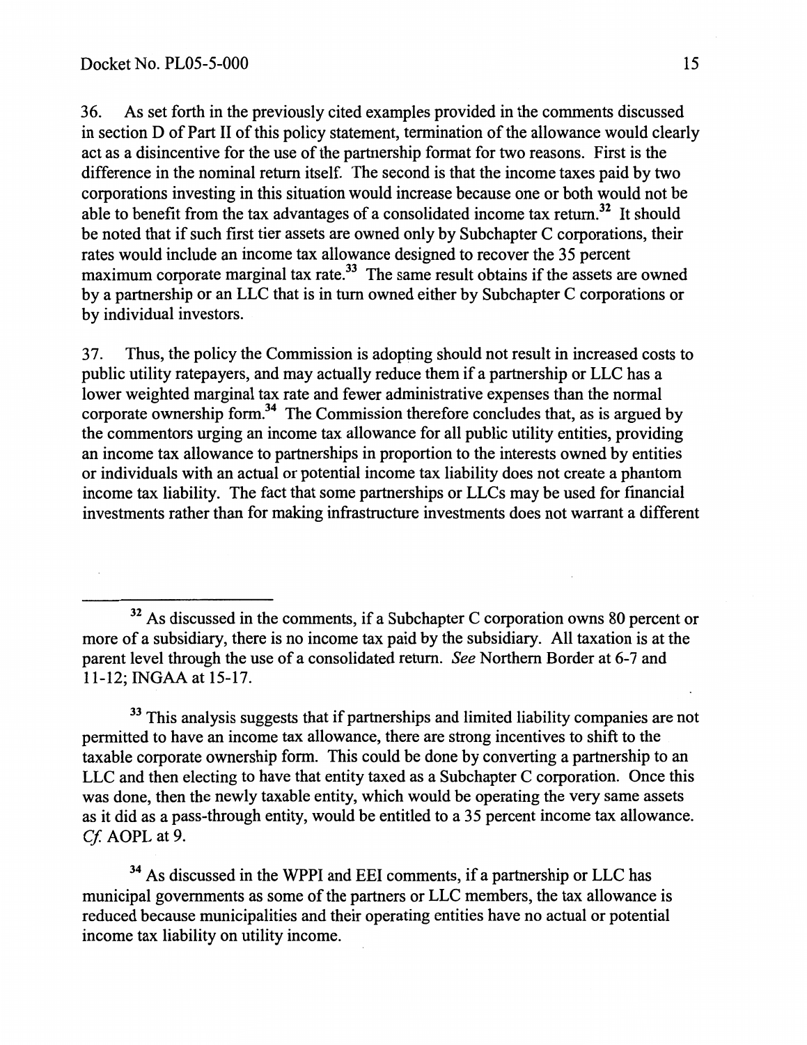36. As set forth in the previously cited examples provided in the comments discussed in section D of Part II of this policy statement, termination of the allowance would clearly act as a disincentive for the use of the partnership format for two reasons. First is the difference in the nominal return itself. The second is that the income taxes paid by two corporations investing in this situation would increase because one or both would not be able to benefit from the tax advantages of a consolidated income tax return.[32] It should be noted that if such first tier assets are owned only by Subchapter C corporations, their rates would include an income tax allowance designed to recover the 35 percent maximum corporate marginal tax rate.[33] The same result obtains if the assets are owned by a partnership or an LLC that is in turn owned either by Subchapter C corporations or by individual investors.

37. Thus, the policy the Commission is adopting should not result in increased costs to public utility ratepayers, and may actually reduce them if a partnership or LLC has a lower weighted marginal tax rate and fewer administrative expenses than the normal corporate ownership form.[34] The Commission therefore concludes that, as is argued by the commentors urging an income tax allowance for all public utility entities, providing an income tax allowance to partnerships in proportion to the interests owned by entities or individuals with an actual or potential income tax liability does not create a phantom income tax liability. The fact that some partnerships or LLCs may be used for financial investments rather than for making infrastructure investments does not warrant a different

---

[32] As discussed in the comments, if a Subchapter C corporation owns 80 percent or more of a subsidiary, there is no income tax paid by the subsidiary. All taxation is at the parent level through the use of a consolidated return. *See* Northern Border at 6-7 and 11-12; INGAA at 15-17.

[33] This analysis suggests that if partnerships and limited liability companies are not permitted to have an income tax allowance, there are strong incentives to shift to the taxable corporate ownership form. This could be done by converting a partnership to an LLC and then electing to have that entity taxed as a Subchapter C corporation. Once this was done, then the newly taxable entity, which would be operating the very same assets as it did as a pass-through entity, would be entitled to a 35 percent income tax allowance. *Cf.* AOPL at 9.

[34] As discussed in the WPPI and EEI comments, if a partnership or LLC has municipal governments as some of the partners or LLC members, the tax allowance is reduced because municipalities and their operating entities have no actual or potential income tax liability on utility income.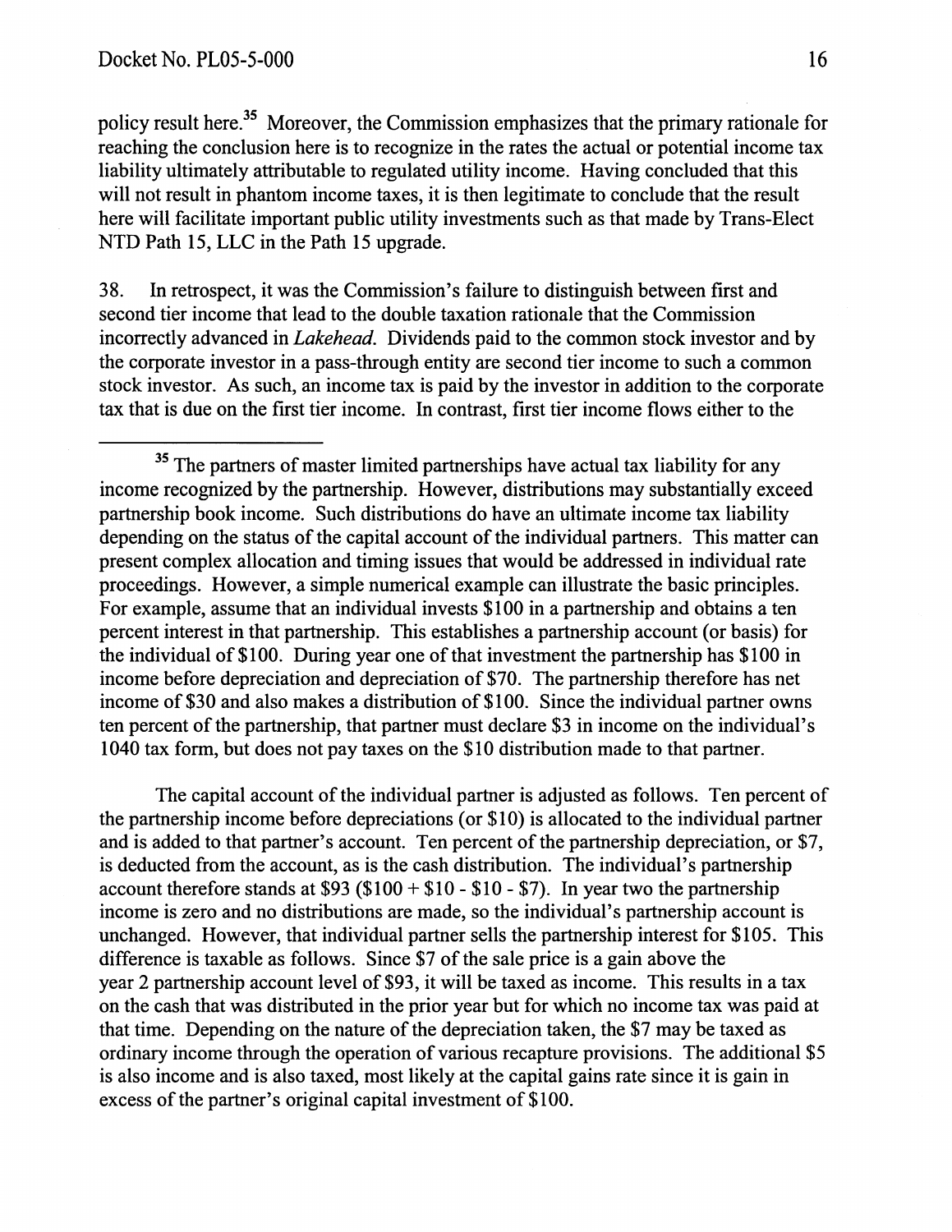policy result here.[35] Moreover, the Commission emphasizes that the primary rationale for reaching the conclusion here is to recognize in the rates the actual or potential income tax liability ultimately attributable to regulated utility income. Having concluded that this will not result in phantom income taxes, it is then legitimate to conclude that the result here will facilitate important public utility investments such as that made by Trans-Elect NTD Path 15, LLC in the Path 15 upgrade.

38. In retrospect, it was the Commission's failure to distinguish between first and second tier income that lead to the double taxation rationale that the Commission incorrectly advanced in *Lakehead*. Dividends paid to the common stock investor and by the corporate investor in a pass-through entity are second tier income to such a common stock investor. As such, an income tax is paid by the investor in addition to the corporate tax that is due on the first tier income. In contrast, first tier income flows either to the

---

[35] The partners of master limited partnerships have actual tax liability for any income recognized by the partnership. However, distributions may substantially exceed partnership book income. Such distributions do have an ultimate income tax liability depending on the status of the capital account of the individual partners. This matter can present complex allocation and timing issues that would be addressed in individual rate proceedings. However, a simple numerical example can illustrate the basic principles. For example, assume that an individual invests \$100 in a partnership and obtains a ten percent interest in that partnership. This establishes a partnership account (or basis) for the individual of \$100. During year one of that investment the partnership has \$100 in income before depreciation and depreciation of \$70. The partnership therefore has net income of \$30 and also makes a distribution of \$100. Since the individual partner owns ten percent of the partnership, that partner must declare \$3 in income on the individual's 1040 tax form, but does not pay taxes on the \$10 distribution made to that partner.

The capital account of the individual partner is adjusted as follows. Ten percent of the partnership income before depreciations (or \$10) is allocated to the individual partner and is added to that partner's account. Ten percent of the partnership depreciation, or \$7, is deducted from the account, as is the cash distribution. The individual's partnership account therefore stands at \$93 (\$100 + \$10 - \$10 - \$7). In year two the partnership income is zero and no distributions are made, so the individual's partnership account is unchanged. However, that individual partner sells the partnership interest for \$105. This difference is taxable as follows. Since \$7 of the sale price is a gain above the year 2 partnership account level of \$93, it will be taxed as income. This results in a tax on the cash that was distributed in the prior year but for which no income tax was paid at that time. Depending on the nature of the depreciation taken, the \$7 may be taxed as ordinary income through the operation of various recapture provisions. The additional \$5 is also income and is also taxed, most likely at the capital gains rate since it is gain in excess of the partner's original capital investment of \$100.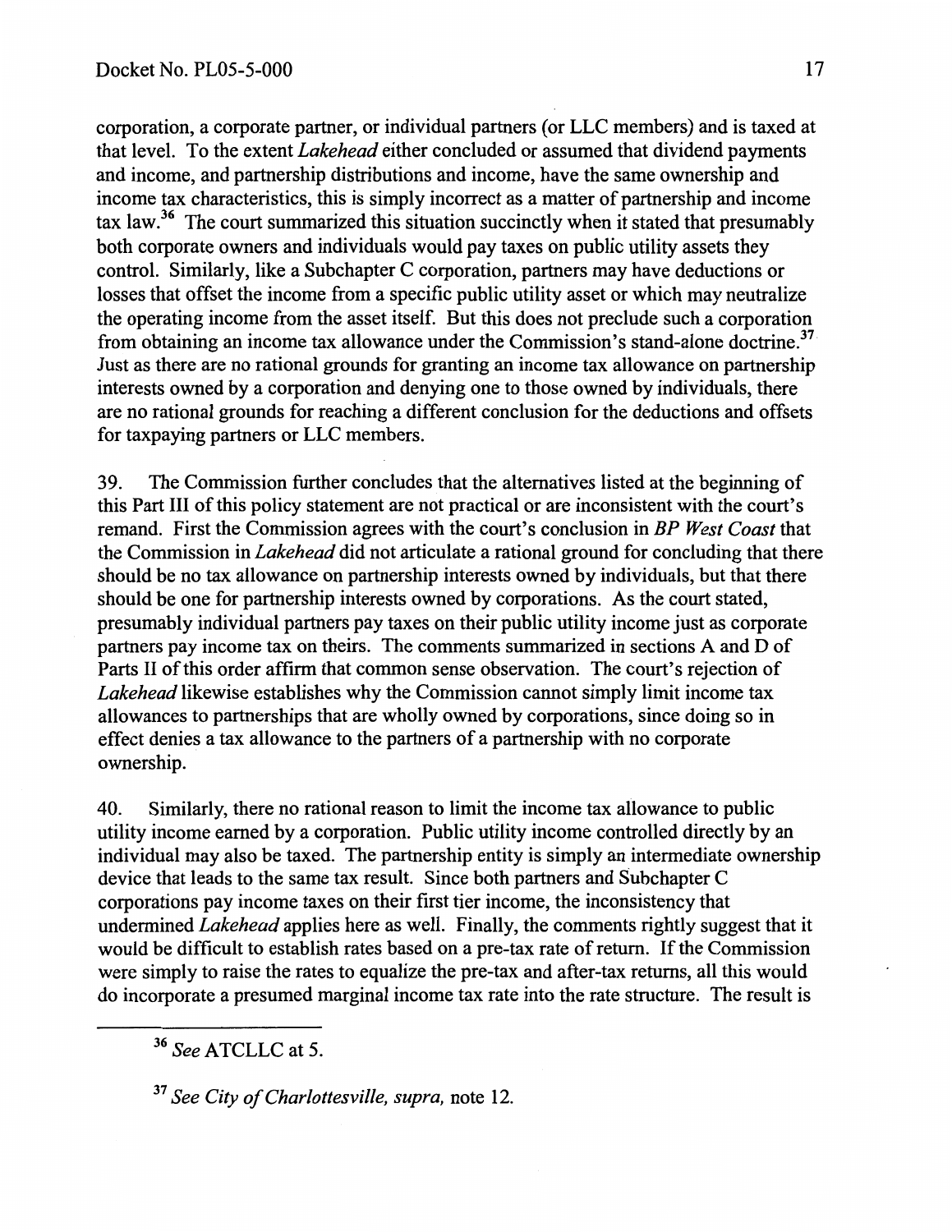corporation, a corporate partner, or individual partners (or LLC members) and is taxed at that level. To the extent *Lakehead* either concluded or assumed that dividend payments and income, and partnership distributions and income, have the same ownership and income tax characteristics, this is simply incorrect as a matter of partnership and income tax law.[36] The court summarized this situation succinctly when it stated that presumably both corporate owners and individuals would pay taxes on public utility assets they control. Similarly, like a Subchapter C corporation, partners may have deductions or losses that offset the income from a specific public utility asset or which may neutralize the operating income from the asset itself. But this does not preclude such a corporation from obtaining an income tax allowance under the Commission's stand-alone doctrine.[37] Just as there are no rational grounds for granting an income tax allowance on partnership interests owned by a corporation and denying one to those owned by individuals, there are no rational grounds for reaching a different conclusion for the deductions and offsets for taxpaying partners or LLC members.

39. The Commission further concludes that the alternatives listed at the beginning of this Part III of this policy statement are not practical or are inconsistent with the court's remand. First the Commission agrees with the court's conclusion in *BP West Coast* that the Commission in *Lakehead* did not articulate a rational ground for concluding that there should be no tax allowance on partnership interests owned by individuals, but that there should be one for partnership interests owned by corporations. As the court stated, presumably individual partners pay taxes on their public utility income just as corporate partners pay income tax on theirs. The comments summarized in sections A and D of Parts II of this order affirm that common sense observation. The court's rejection of *Lakehead* likewise establishes why the Commission cannot simply limit income tax allowances to partnerships that are wholly owned by corporations, since doing so in effect denies a tax allowance to the partners of a partnership with no corporate ownership.

40. Similarly, there no rational reason to limit the income tax allowance to public utility income earned by a corporation. Public utility income controlled directly by an individual may also be taxed. The partnership entity is simply an intermediate ownership device that leads to the same tax result. Since both partners and Subchapter C corporations pay income taxes on their first tier income, the inconsistency that undermined *Lakehead* applies here as well. Finally, the comments rightly suggest that it would be difficult to establish rates based on a pre-tax rate of return. If the Commission were simply to raise the rates to equalize the pre-tax and after-tax returns, all this would do incorporate a presumed marginal income tax rate into the rate structure. The result is

---

[36] *See* ATCLLC at 5.

[37] *See City of Charlottesville, supra,* note 12.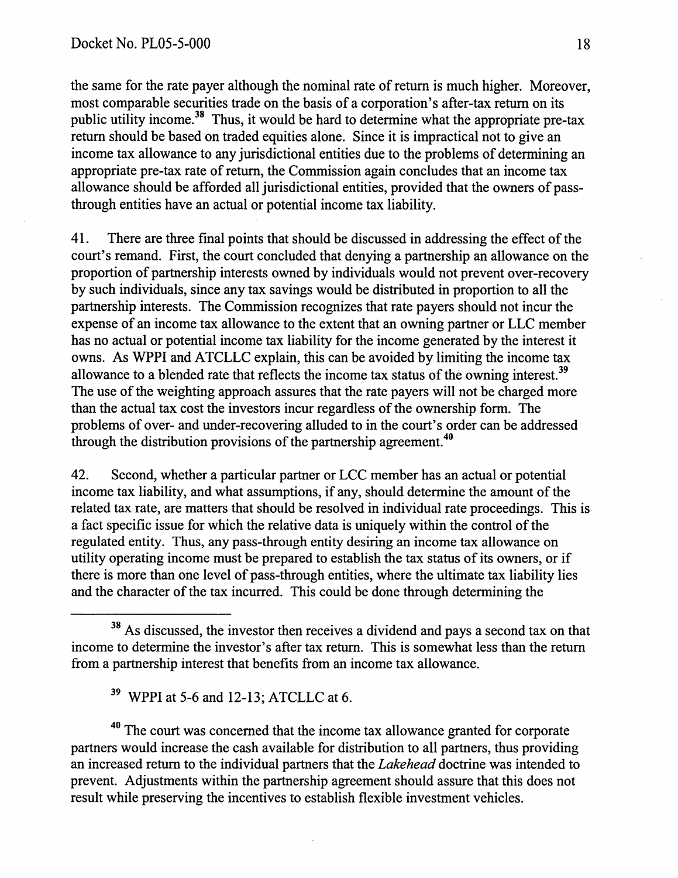the same for the rate payer although the nominal rate of return is much higher. Moreover, most comparable securities trade on the basis of a corporation's after-tax return on its public utility income.[38] Thus, it would be hard to determine what the appropriate pre-tax return should be based on traded equities alone. Since it is impractical not to give an income tax allowance to any jurisdictional entities due to the problems of determining an appropriate pre-tax rate of return, the Commission again concludes that an income tax allowance should be afforded all jurisdictional entities, provided that the owners of pass-through entities have an actual or potential income tax liability.

41. There are three final points that should be discussed in addressing the effect of the court's remand. First, the court concluded that denying a partnership an allowance on the proportion of partnership interests owned by individuals would not prevent over-recovery by such individuals, since any tax savings would be distributed in proportion to all the partnership interests. The Commission recognizes that rate payers should not incur the expense of an income tax allowance to the extent that an owning partner or LLC member has no actual or potential income tax liability for the income generated by the interest it owns. As WPPI and ATCLLC explain, this can be avoided by limiting the income tax allowance to a blended rate that reflects the income tax status of the owning interest.[39] The use of the weighting approach assures that the rate payers will not be charged more than the actual tax cost the investors incur regardless of the ownership form. The problems of over- and under-recovering alluded to in the court's order can be addressed through the distribution provisions of the partnership agreement.[40]

42. Second, whether a particular partner or LCC member has an actual or potential income tax liability, and what assumptions, if any, should determine the amount of the related tax rate, are matters that should be resolved in individual rate proceedings. This is a fact specific issue for which the relative data is uniquely within the control of the regulated entity. Thus, any pass-through entity desiring an income tax allowance on utility operating income must be prepared to establish the tax status of its owners, or if there is more than one level of pass-through entities, where the ultimate tax liability lies and the character of the tax incurred. This could be done through determining the

---

[38] As discussed, the investor then receives a dividend and pays a second tax on that income to determine the investor's after tax return. This is somewhat less than the return from a partnership interest that benefits from an income tax allowance.

[39] WPPI at 5-6 and 12-13; ATCLLC at 6.

[40] The court was concerned that the income tax allowance granted for corporate partners would increase the cash available for distribution to all partners, thus providing an increased return to the individual partners that the *Lakehead* doctrine was intended to prevent. Adjustments within the partnership agreement should assure that this does not result while preserving the incentives to establish flexible investment vehicles.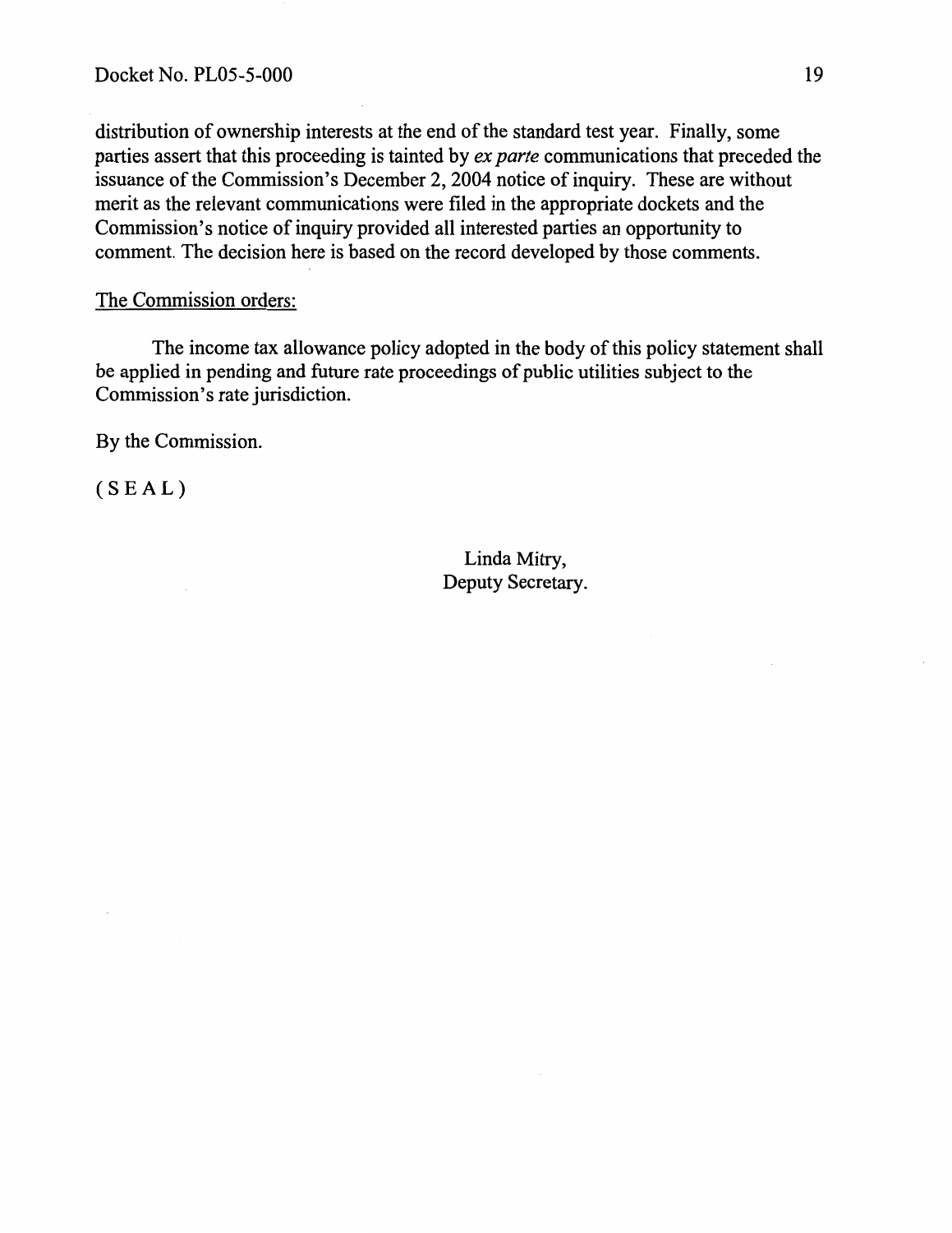distribution of ownership interests at the end of the standard test year. Finally, some parties assert that this proceeding is tainted by *ex parte* communications that preceded the issuance of the Commission's December 2, 2004 notice of inquiry. These are without merit as the relevant communications were filed in the appropriate dockets and the Commission's notice of inquiry provided all interested parties an opportunity to comment. The decision here is based on the record developed by those comments.

<u>The Commission orders:</u>

The income tax allowance policy adopted in the body of this policy statement shall be applied in pending and future rate proceedings of public utilities subject to the Commission's rate jurisdiction.

By the Commission.

( S E A L )

Linda Mitry,  
Deputy Secretary.